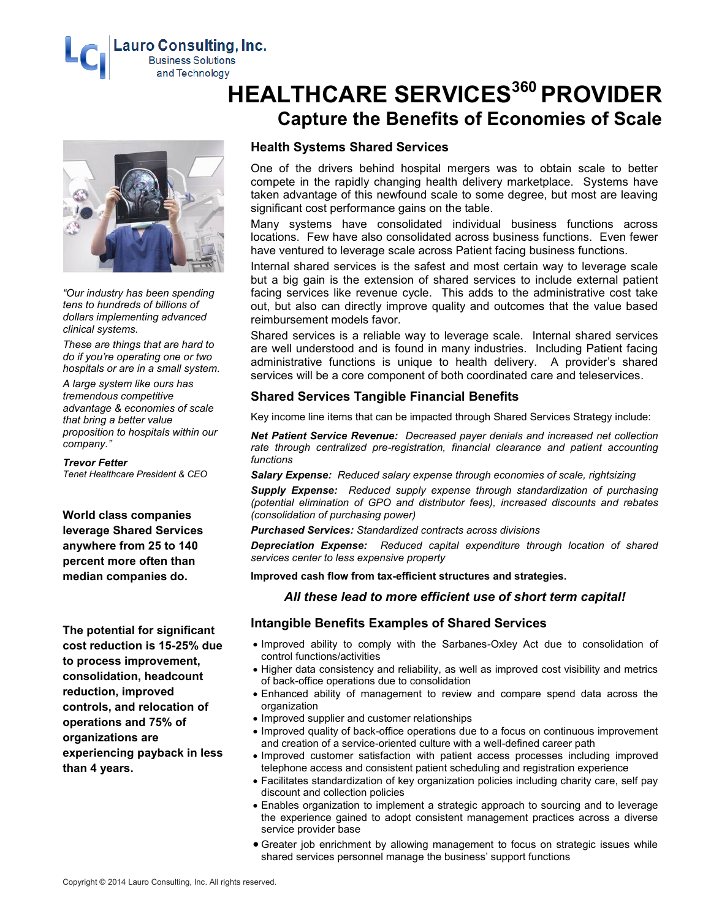Lauro Consulting, Inc.
Business Solutions and Technology

# HEALTHCARE SERVICES$^{360}$ PROVIDER

## Capture the Benefits of Economies of Scale

*"Our industry has been spending tens to hundreds of billions of dollars implementing advanced clinical systems.*

*These are things that are hard to do if you're operating one or two hospitals or are in a small system.*

*A large system like ours has tremendous competitive advantage & economies of scale that bring a better value proposition to hospitals within our company."*

***Trevor Fetter***
*Tenet Healthcare President & CEO*

**World class companies leverage Shared Services anywhere from 25 to 140 percent more often than median companies do.**

**The potential for significant cost reduction is 15-25% due to process improvement, consolidation, headcount reduction, improved controls, and relocation of operations and 75% of organizations are experiencing payback in less than 4 years.**

### Health Systems Shared Services

One of the drivers behind hospital mergers was to obtain scale to better compete in the rapidly changing health delivery marketplace. Systems have taken advantage of this newfound scale to some degree, but most are leaving significant cost performance gains on the table.

Many systems have consolidated individual business functions across locations. Few have also consolidated across business functions. Even fewer have ventured to leverage scale across Patient facing business functions.

Internal shared services is the safest and most certain way to leverage scale but a big gain is the extension of shared services to include external patient facing services like revenue cycle. This adds to the administrative cost take out, but also can directly improve quality and outcomes that the value based reimbursement models favor.

Shared services is a reliable way to leverage scale. Internal shared services are well understood and is found in many industries. Including Patient facing administrative functions is unique to health delivery. A provider's shared services will be a core component of both coordinated care and teleservices.

### Shared Services Tangible Financial Benefits

Key income line items that can be impacted through Shared Services Strategy include:

***Net Patient Service Revenue:*** *Decreased payer denials and increased net collection rate through centralized pre-registration, financial clearance and patient accounting functions*

***Salary Expense:*** *Reduced salary expense through economies of scale, rightsizing*

***Supply Expense:*** *Reduced supply expense through standardization of purchasing (potential elimination of GPO and distributor fees), increased discounts and rebates (consolidation of purchasing power)*

***Purchased Services:*** *Standardized contracts across divisions*

***Depreciation Expense:*** *Reduced capital expenditure through location of shared services center to less expensive property*

**Improved cash flow from tax-efficient structures and strategies.**

***All these lead to more efficient use of short term capital!***

### Intangible Benefits Examples of Shared Services

- Improved ability to comply with the Sarbanes-Oxley Act due to consolidation of control functions/activities
- Higher data consistency and reliability, as well as improved cost visibility and metrics of back-office operations due to consolidation
- Enhanced ability of management to review and compare spend data across the organization
- Improved supplier and customer relationships
- Improved quality of back-office operations due to a focus on continuous improvement and creation of a service-oriented culture with a well-defined career path
- Improved customer satisfaction with patient access processes including improved telephone access and consistent patient scheduling and registration experience
- Facilitates standardization of key organization policies including charity care, self pay discount and collection policies
- Enables organization to implement a strategic approach to sourcing and to leverage the experience gained to adopt consistent management practices across a diverse service provider base
- Greater job enrichment by allowing management to focus on strategic issues while shared services personnel manage the business' support functions

Copyright © 2014 Lauro Consulting, Inc. All rights reserved.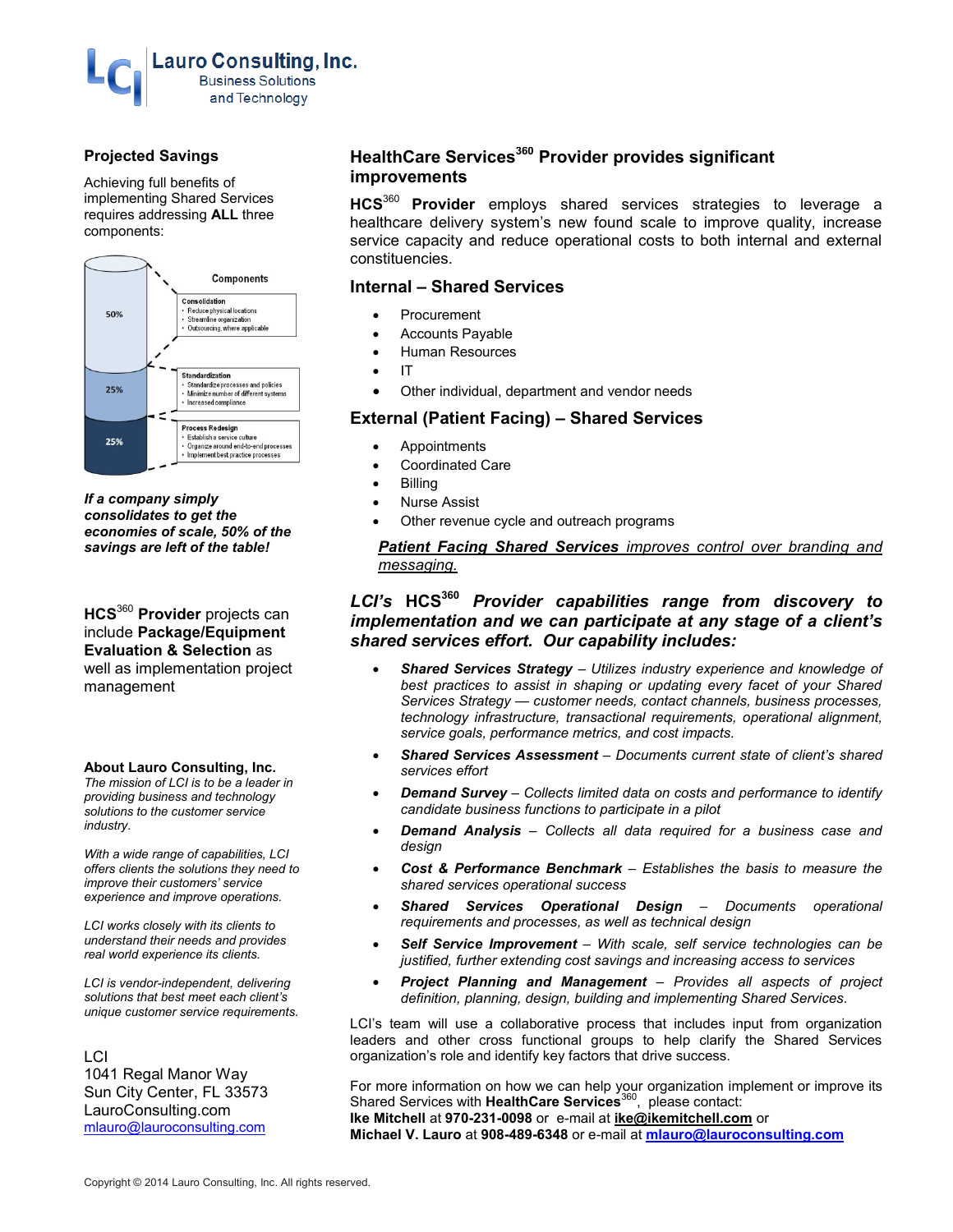**Lauro Consulting, Inc.**
Business Solutions and Technology

### Projected Savings

Achieving full benefits of implementing Shared Services requires addressing **ALL** three components:

Components

50%
Consolidation
- Reduce physical locations
- Streamline organization
- Outsourcing, where applicable

25%
Standardization
- Standardize processes and policies
- Minimize number of different systems
- Increased compliance

25%
Process Redesign
- Establish a service culture
- Organize around end-to-end processes
- Implement best practice processes

***If a company simply consolidates to get the economies of scale, 50% of the savings are left of the table!***

**HCS**[360] **Provider** projects can include **Package/Equipment Evaluation & Selection** as well as implementation project management

**About Lauro Consulting, Inc.**

*The mission of LCI is to be a leader in providing business and technology solutions to the customer service industry.*

*With a wide range of capabilities, LCI offers clients the solutions they need to improve their customers' service experience and improve operations.*

*LCI works closely with its clients to understand their needs and provides real world experience its clients.*

*LCI is vendor-independent, delivering solutions that best meet each client's unique customer service requirements.*

LCI
1041 Regal Manor Way
Sun City Center, FL 33573
LauroConsulting.com
mlauro@lauroconsulting.com

## HealthCare Services[360] Provider provides significant improvements

**HCS**[360] **Provider** employs shared services strategies to leverage a healthcare delivery system's new found scale to improve quality, increase service capacity and reduce operational costs to both internal and external constituencies.

### Internal – Shared Services

- Procurement
- Accounts Payable
- Human Resources
- IT
- Other individual, department and vendor needs

### External (Patient Facing) – Shared Services

- Appointments
- Coordinated Care
- Billing
- Nurse Assist
- Other revenue cycle and outreach programs

***Patient Facing Shared Services** improves control over branding and messaging.*

### *LCI's HCS[360] Provider capabilities range from discovery to implementation and we can participate at any stage of a client's shared services effort. Our capability includes:*

- ***Shared Services Strategy** – Utilizes industry experience and knowledge of best practices to assist in shaping or updating every facet of your Shared Services Strategy — customer needs, contact channels, business processes, technology infrastructure, transactional requirements, operational alignment, service goals, performance metrics, and cost impacts.*
- ***Shared Services Assessment** – Documents current state of client's shared services effort*
- ***Demand Survey** – Collects limited data on costs and performance to identify candidate business functions to participate in a pilot*
- ***Demand Analysis** – Collects all data required for a business case and design*
- ***Cost & Performance Benchmark** – Establishes the basis to measure the shared services operational success*
- ***Shared Services Operational Design** – Documents operational requirements and processes, as well as technical design*
- ***Self Service Improvement** – With scale, self service technologies can be justified, further extending cost savings and increasing access to services*
- ***Project Planning and Management** – Provides all aspects of project definition, planning, design, building and implementing Shared Services.*

LCI's team will use a collaborative process that includes input from organization leaders and other cross functional groups to help clarify the Shared Services organization's role and identify key factors that drive success.

For more information on how we can help your organization implement or improve its Shared Services with **HealthCare Services**[360], please contact:
**Ike Mitchell** at **970-231-0098** or e-mail at **ike@ikemitchell.com** or
**Michael V. Lauro** at **908-489-6348** or e-mail at **mlauro@lauroconsulting.com**

Copyright © 2014 Lauro Consulting, Inc. All rights reserved.